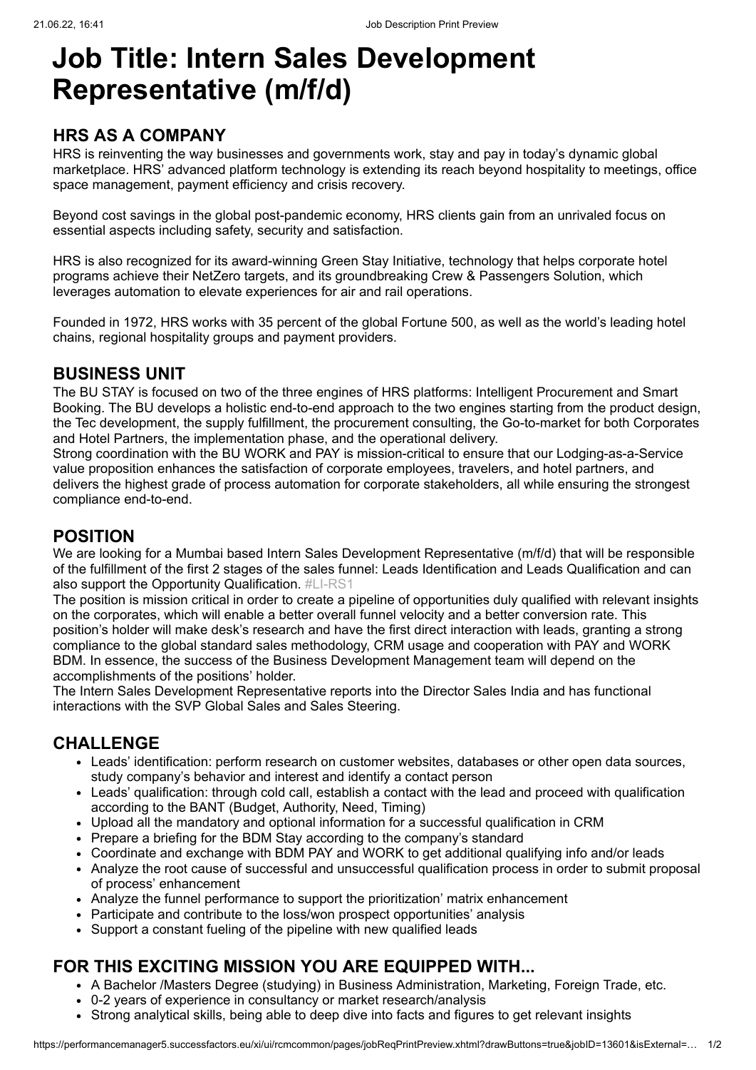# Job Title: Intern Sales Development Representative (m/f/d)

## HRS AS A COMPANY

HRS is reinventing the way businesses and governments work, stay and pay in today's dynamic global marketplace. HRS' advanced platform technology is extending its reach beyond hospitality to meetings, office space management, payment efficiency and crisis recovery.

Beyond cost savings in the global post-pandemic economy, HRS clients gain from an unrivaled focus on essential aspects including safety, security and satisfaction.

HRS is also recognized for its award-winning Green Stay Initiative, technology that helps corporate hotel programs achieve their NetZero targets, and its groundbreaking Crew & Passengers Solution, which leverages automation to elevate experiences for air and rail operations.

Founded in 1972, HRS works with 35 percent of the global Fortune 500, as well as the world's leading hotel chains, regional hospitality groups and payment providers.

## BUSINESS UNIT

The BU STAY is focused on two of the three engines of HRS platforms: Intelligent Procurement and Smart Booking. The BU develops a holistic end-to-end approach to the two engines starting from the product design, the Tec development, the supply fulfillment, the procurement consulting, the Go-to-market for both Corporates and Hotel Partners, the implementation phase, and the operational delivery.
Strong coordination with the BU WORK and PAY is mission-critical to ensure that our Lodging-as-a-Service value proposition enhances the satisfaction of corporate employees, travelers, and hotel partners, and delivers the highest grade of process automation for corporate stakeholders, all while ensuring the strongest compliance end-to-end.

## POSITION

We are looking for a Mumbai based Intern Sales Development Representative (m/f/d) that will be responsible of the fulfillment of the first 2 stages of the sales funnel: Leads Identification and Leads Qualification and can also support the Opportunity Qualification. #LI-RS1
The position is mission critical in order to create a pipeline of opportunities duly qualified with relevant insights on the corporates, which will enable a better overall funnel velocity and a better conversion rate. This position's holder will make desk's research and have the first direct interaction with leads, granting a strong compliance to the global standard sales methodology, CRM usage and cooperation with PAY and WORK BDM. In essence, the success of the Business Development Management team will depend on the accomplishments of the positions' holder.
The Intern Sales Development Representative reports into the Director Sales India and has functional interactions with the SVP Global Sales and Sales Steering.

## CHALLENGE

- Leads' identification: perform research on customer websites, databases or other open data sources, study company's behavior and interest and identify a contact person
- Leads' qualification: through cold call, establish a contact with the lead and proceed with qualification according to the BANT (Budget, Authority, Need, Timing)
- Upload all the mandatory and optional information for a successful qualification in CRM
- Prepare a briefing for the BDM Stay according to the company's standard
- Coordinate and exchange with BDM PAY and WORK to get additional qualifying info and/or leads
- Analyze the root cause of successful and unsuccessful qualification process in order to submit proposal of process' enhancement
- Analyze the funnel performance to support the prioritization' matrix enhancement
- Participate and contribute to the loss/won prospect opportunities' analysis
- Support a constant fueling of the pipeline with new qualified leads

## FOR THIS EXCITING MISSION YOU ARE EQUIPPED WITH...

- A Bachelor /Masters Degree (studying) in Business Administration, Marketing, Foreign Trade, etc.
- 0-2 years of experience in consultancy or market research/analysis
- Strong analytical skills, being able to deep dive into facts and figures to get relevant insights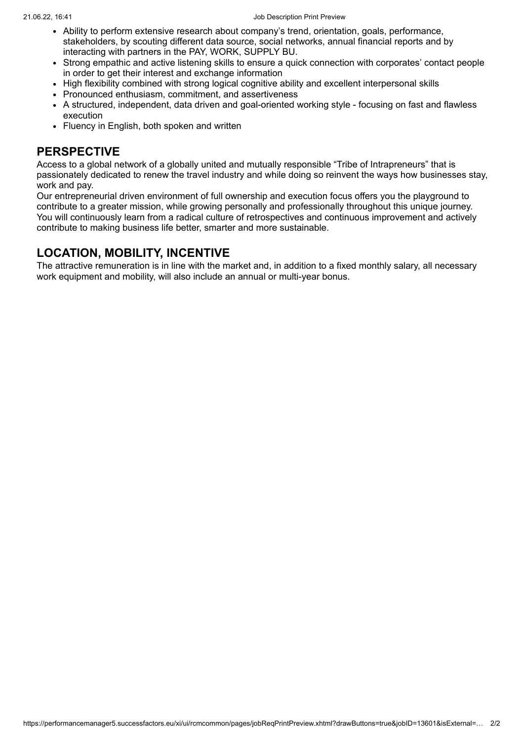- Ability to perform extensive research about company's trend, orientation, goals, performance, stakeholders, by scouting different data source, social networks, annual financial reports and by interacting with partners in the PAY, WORK, SUPPLY BU.
- Strong empathic and active listening skills to ensure a quick connection with corporates' contact people in order to get their interest and exchange information
- High flexibility combined with strong logical cognitive ability and excellent interpersonal skills
- Pronounced enthusiasm, commitment, and assertiveness
- A structured, independent, data driven and goal-oriented working style - focusing on fast and flawless execution
- Fluency in English, both spoken and written

## PERSPECTIVE

Access to a global network of a globally united and mutually responsible "Tribe of Intrapreneurs" that is passionately dedicated to renew the travel industry and while doing so reinvent the ways how businesses stay, work and pay.

Our entrepreneurial driven environment of full ownership and execution focus offers you the playground to contribute to a greater mission, while growing personally and professionally throughout this unique journey. You will continuously learn from a radical culture of retrospectives and continuous improvement and actively contribute to making business life better, smarter and more sustainable.

## LOCATION, MOBILITY, INCENTIVE

The attractive remuneration is in line with the market and, in addition to a fixed monthly salary, all necessary work equipment and mobility, will also include an annual or multi-year bonus.